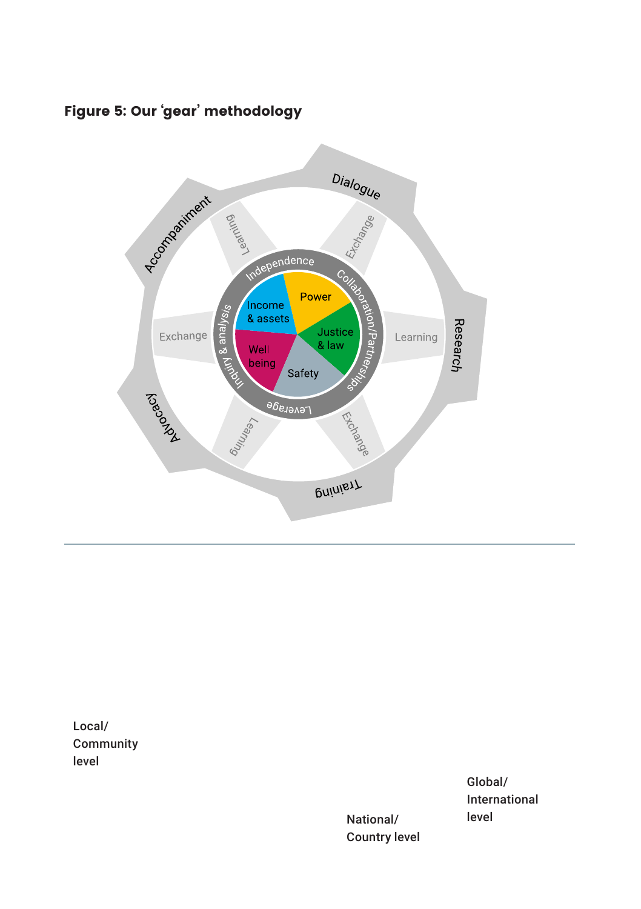**Figure 5: Our 'gear' methodology**

Dialogue
Research
Training
Advocacy
Accompaniment

Exchange
Learning
Exchange
Learning
Exchange
Learning

Independence
Collaboration/Partnerships
Leverage
Inquiry & analysis

Power
Justice & law
Safety
Well being
Income & assets

---

Local/
Community
level

Global/
International
level

National/
Country level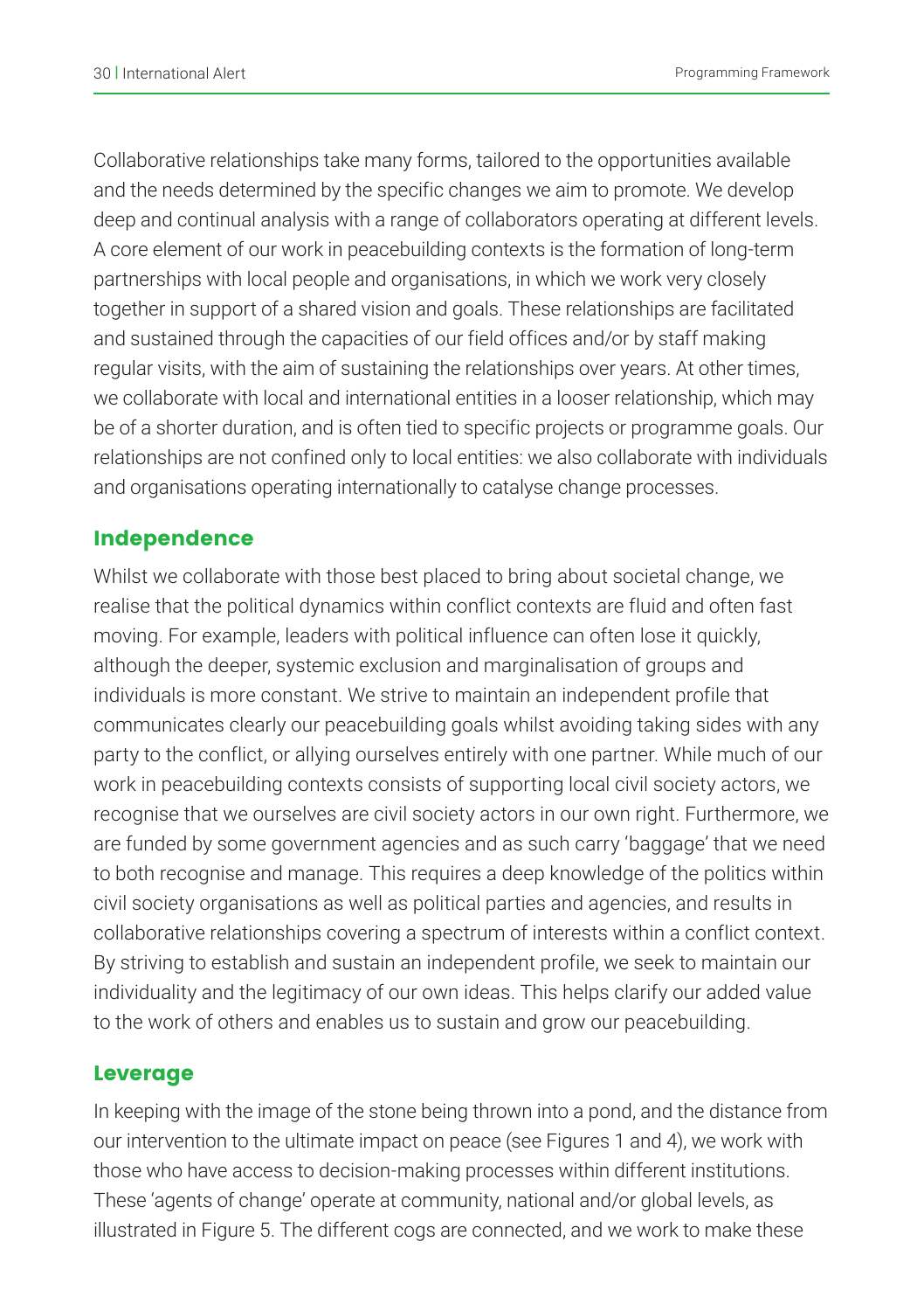Collaborative relationships take many forms, tailored to the opportunities available and the needs determined by the specific changes we aim to promote. We develop deep and continual analysis with a range of collaborators operating at different levels. A core element of our work in peacebuilding contexts is the formation of long-term partnerships with local people and organisations, in which we work very closely together in support of a shared vision and goals. These relationships are facilitated and sustained through the capacities of our field offices and/or by staff making regular visits, with the aim of sustaining the relationships over years. At other times, we collaborate with local and international entities in a looser relationship, which may be of a shorter duration, and is often tied to specific projects or programme goals. Our relationships are not confined only to local entities: we also collaborate with individuals and organisations operating internationally to catalyse change processes.

### Independence

Whilst we collaborate with those best placed to bring about societal change, we realise that the political dynamics within conflict contexts are fluid and often fast moving. For example, leaders with political influence can often lose it quickly, although the deeper, systemic exclusion and marginalisation of groups and individuals is more constant. We strive to maintain an independent profile that communicates clearly our peacebuilding goals whilst avoiding taking sides with any party to the conflict, or allying ourselves entirely with one partner. While much of our work in peacebuilding contexts consists of supporting local civil society actors, we recognise that we ourselves are civil society actors in our own right. Furthermore, we are funded by some government agencies and as such carry 'baggage' that we need to both recognise and manage. This requires a deep knowledge of the politics within civil society organisations as well as political parties and agencies, and results in collaborative relationships covering a spectrum of interests within a conflict context. By striving to establish and sustain an independent profile, we seek to maintain our individuality and the legitimacy of our own ideas. This helps clarify our added value to the work of others and enables us to sustain and grow our peacebuilding.

### Leverage

In keeping with the image of the stone being thrown into a pond, and the distance from our intervention to the ultimate impact on peace (see Figures 1 and 4), we work with those who have access to decision-making processes within different institutions. These 'agents of change' operate at community, national and/or global levels, as illustrated in Figure 5. The different cogs are connected, and we work to make these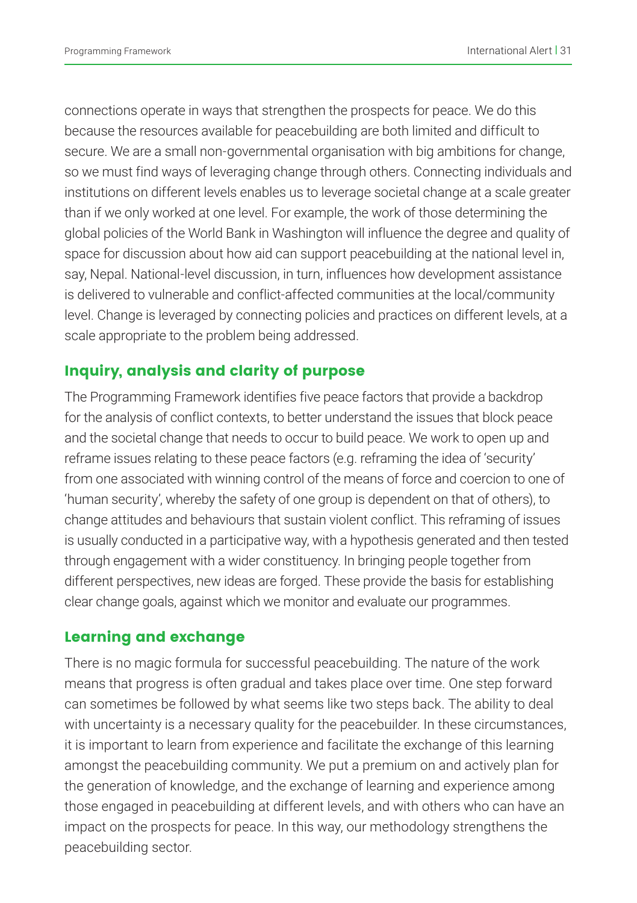connections operate in ways that strengthen the prospects for peace. We do this because the resources available for peacebuilding are both limited and difficult to secure. We are a small non-governmental organisation with big ambitions for change, so we must find ways of leveraging change through others. Connecting individuals and institutions on different levels enables us to leverage societal change at a scale greater than if we only worked at one level. For example, the work of those determining the global policies of the World Bank in Washington will influence the degree and quality of space for discussion about how aid can support peacebuilding at the national level in, say, Nepal. National-level discussion, in turn, influences how development assistance is delivered to vulnerable and conflict-affected communities at the local/community level. Change is leveraged by connecting policies and practices on different levels, at a scale appropriate to the problem being addressed.

## Inquiry, analysis and clarity of purpose

The Programming Framework identifies five peace factors that provide a backdrop for the analysis of conflict contexts, to better understand the issues that block peace and the societal change that needs to occur to build peace. We work to open up and reframe issues relating to these peace factors (e.g. reframing the idea of 'security' from one associated with winning control of the means of force and coercion to one of 'human security', whereby the safety of one group is dependent on that of others), to change attitudes and behaviours that sustain violent conflict. This reframing of issues is usually conducted in a participative way, with a hypothesis generated and then tested through engagement with a wider constituency. In bringing people together from different perspectives, new ideas are forged. These provide the basis for establishing clear change goals, against which we monitor and evaluate our programmes.

## Learning and exchange

There is no magic formula for successful peacebuilding. The nature of the work means that progress is often gradual and takes place over time. One step forward can sometimes be followed by what seems like two steps back. The ability to deal with uncertainty is a necessary quality for the peacebuilder. In these circumstances, it is important to learn from experience and facilitate the exchange of this learning amongst the peacebuilding community. We put a premium on and actively plan for the generation of knowledge, and the exchange of learning and experience among those engaged in peacebuilding at different levels, and with others who can have an impact on the prospects for peace. In this way, our methodology strengthens the peacebuilding sector.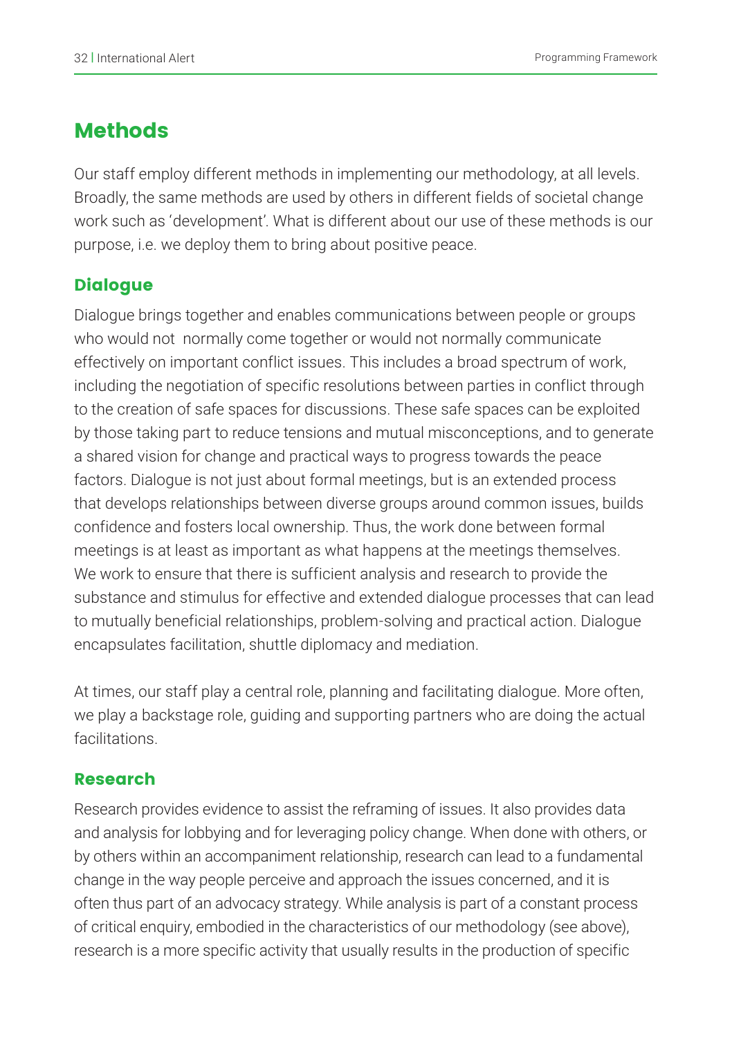## Methods

Our staff employ different methods in implementing our methodology, at all levels. Broadly, the same methods are used by others in different fields of societal change work such as 'development'. What is different about our use of these methods is our purpose, i.e. we deploy them to bring about positive peace.

### Dialogue

Dialogue brings together and enables communications between people or groups who would not normally come together or would not normally communicate effectively on important conflict issues. This includes a broad spectrum of work, including the negotiation of specific resolutions between parties in conflict through to the creation of safe spaces for discussions. These safe spaces can be exploited by those taking part to reduce tensions and mutual misconceptions, and to generate a shared vision for change and practical ways to progress towards the peace factors. Dialogue is not just about formal meetings, but is an extended process that develops relationships between diverse groups around common issues, builds confidence and fosters local ownership. Thus, the work done between formal meetings is at least as important as what happens at the meetings themselves. We work to ensure that there is sufficient analysis and research to provide the substance and stimulus for effective and extended dialogue processes that can lead to mutually beneficial relationships, problem-solving and practical action. Dialogue encapsulates facilitation, shuttle diplomacy and mediation.

At times, our staff play a central role, planning and facilitating dialogue. More often, we play a backstage role, guiding and supporting partners who are doing the actual facilitations.

### Research

Research provides evidence to assist the reframing of issues. It also provides data and analysis for lobbying and for leveraging policy change. When done with others, or by others within an accompaniment relationship, research can lead to a fundamental change in the way people perceive and approach the issues concerned, and it is often thus part of an advocacy strategy. While analysis is part of a constant process of critical enquiry, embodied in the characteristics of our methodology (see above), research is a more specific activity that usually results in the production of specific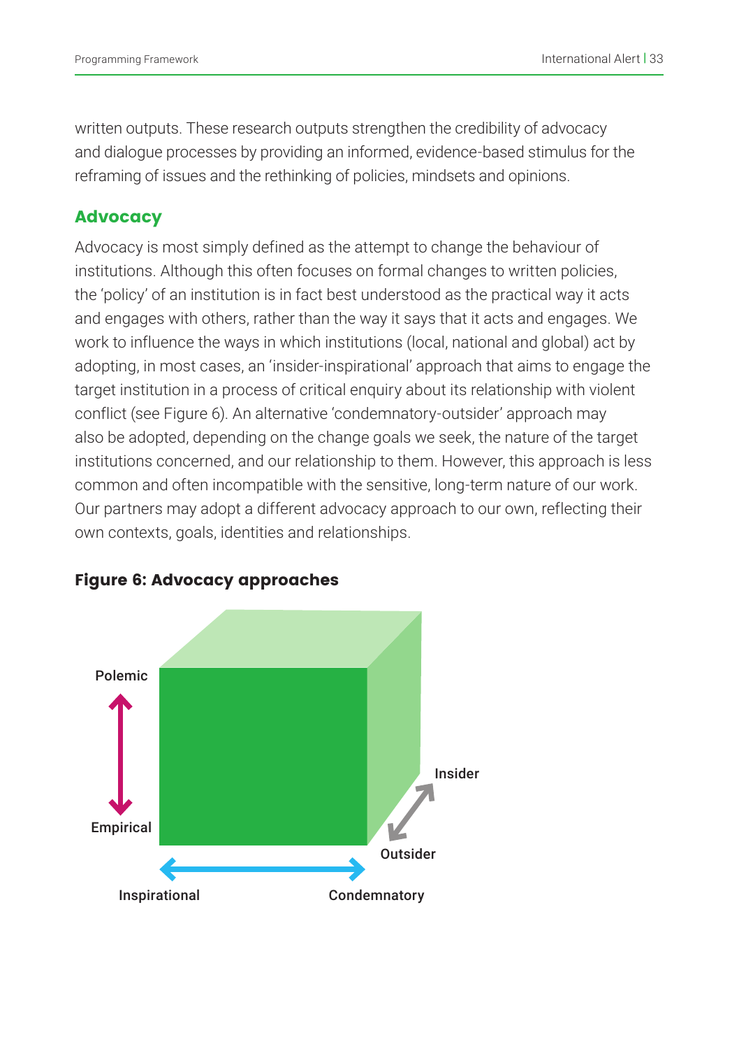written outputs. These research outputs strengthen the credibility of advocacy and dialogue processes by providing an informed, evidence-based stimulus for the reframing of issues and the rethinking of policies, mindsets and opinions.

## Advocacy

Advocacy is most simply defined as the attempt to change the behaviour of institutions. Although this often focuses on formal changes to written policies, the 'policy' of an institution is in fact best understood as the practical way it acts and engages with others, rather than the way it says that it acts and engages. We work to influence the ways in which institutions (local, national and global) act by adopting, in most cases, an 'insider-inspirational' approach that aims to engage the target institution in a process of critical enquiry about its relationship with violent conflict (see Figure 6). An alternative 'condemnatory-outsider' approach may also be adopted, depending on the change goals we seek, the nature of the target institutions concerned, and our relationship to them. However, this approach is less common and often incompatible with the sensitive, long-term nature of our work. Our partners may adopt a different advocacy approach to our own, reflecting their own contexts, goals, identities and relationships.

**Figure 6: Advocacy approaches**

Polemic

Empirical

Insider

Outsider

Inspirational

Condemnatory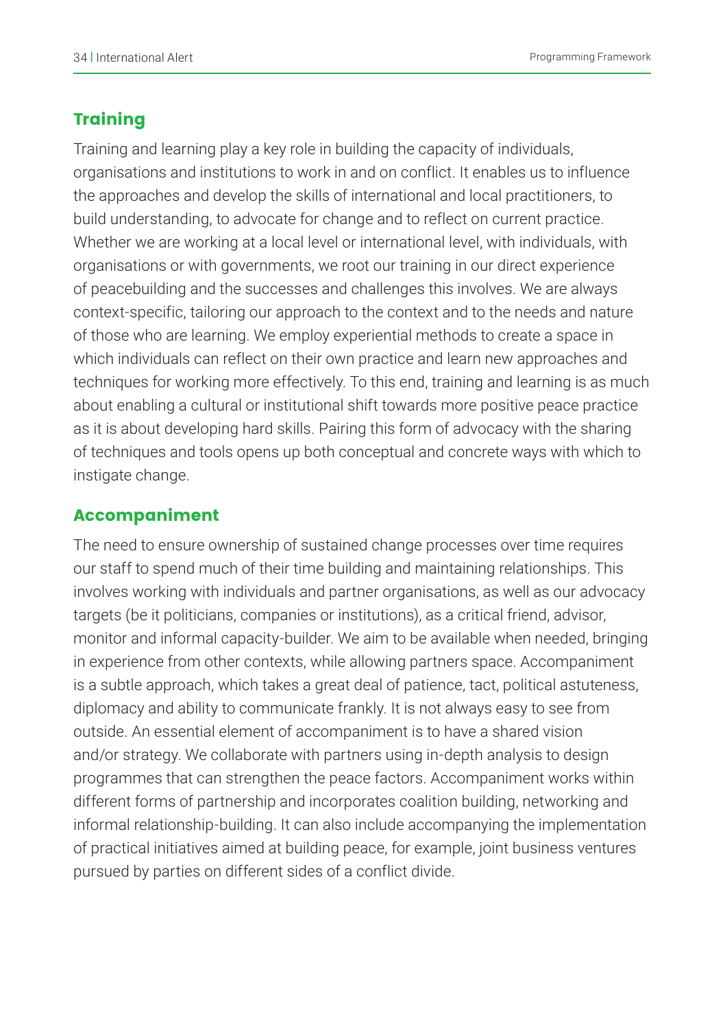## Training

Training and learning play a key role in building the capacity of individuals, organisations and institutions to work in and on conflict. It enables us to influence the approaches and develop the skills of international and local practitioners, to build understanding, to advocate for change and to reflect on current practice. Whether we are working at a local level or international level, with individuals, with organisations or with governments, we root our training in our direct experience of peacebuilding and the successes and challenges this involves. We are always context-specific, tailoring our approach to the context and to the needs and nature of those who are learning. We employ experiential methods to create a space in which individuals can reflect on their own practice and learn new approaches and techniques for working more effectively. To this end, training and learning is as much about enabling a cultural or institutional shift towards more positive peace practice as it is about developing hard skills. Pairing this form of advocacy with the sharing of techniques and tools opens up both conceptual and concrete ways with which to instigate change.

## Accompaniment

The need to ensure ownership of sustained change processes over time requires our staff to spend much of their time building and maintaining relationships. This involves working with individuals and partner organisations, as well as our advocacy targets (be it politicians, companies or institutions), as a critical friend, advisor, monitor and informal capacity-builder. We aim to be available when needed, bringing in experience from other contexts, while allowing partners space. Accompaniment is a subtle approach, which takes a great deal of patience, tact, political astuteness, diplomacy and ability to communicate frankly. It is not always easy to see from outside. An essential element of accompaniment is to have a shared vision and/or strategy. We collaborate with partners using in-depth analysis to design programmes that can strengthen the peace factors. Accompaniment works within different forms of partnership and incorporates coalition building, networking and informal relationship-building. It can also include accompanying the implementation of practical initiatives aimed at building peace, for example, joint business ventures pursued by parties on different sides of a conflict divide.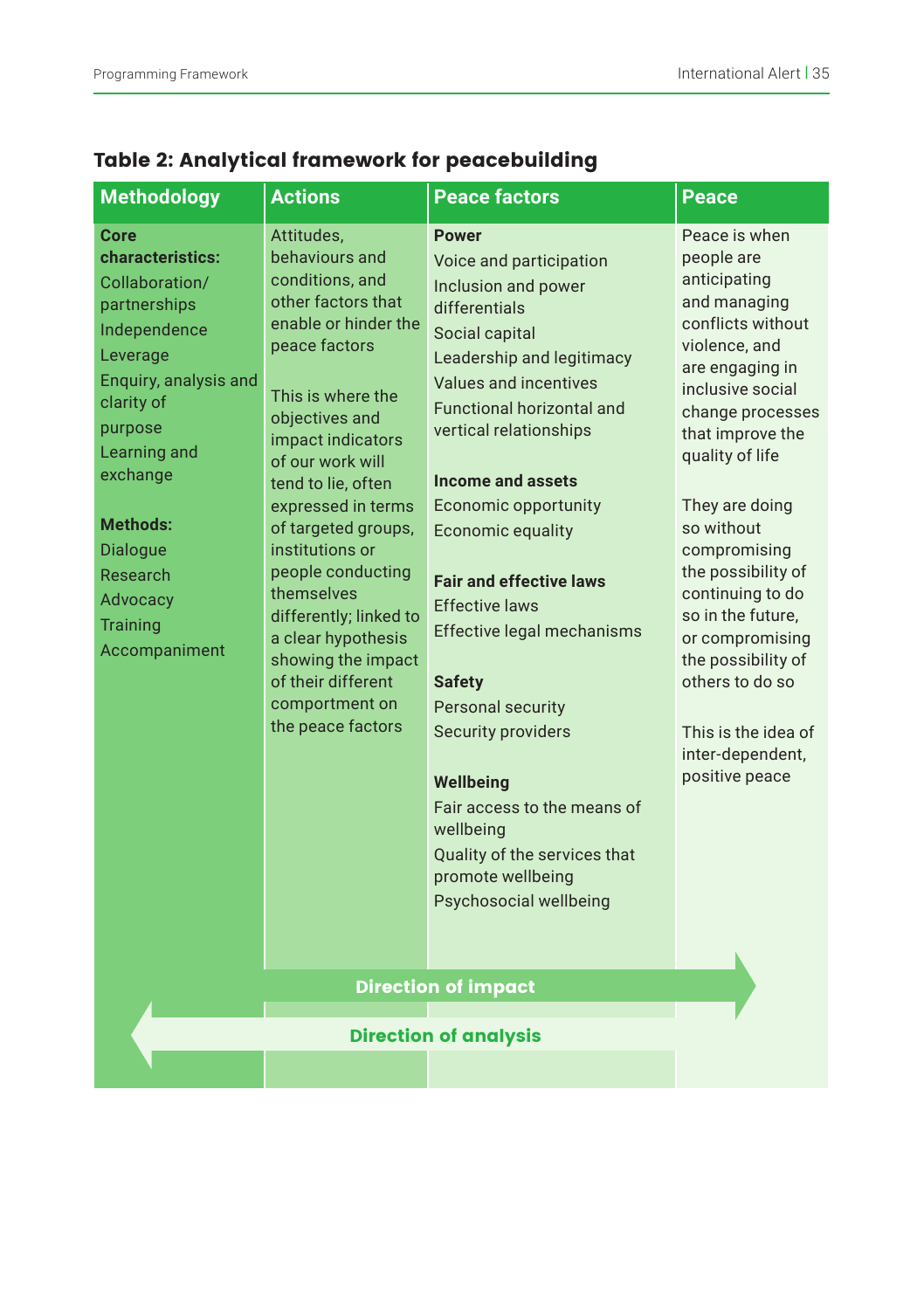### Table 2: Analytical framework for peacebuilding

| Methodology | Actions | Peace factors | Peace |
|---|---|---|---|
| **Core characteristics:**<br>Collaboration/ partnerships<br>Independence<br>Leverage<br>Enquiry, analysis and clarity of purpose<br>Learning and exchange<br><br>**Methods:**<br>Dialogue<br>Research<br>Advocacy<br>Training<br>Accompaniment | Attitudes, behaviours and conditions, and other factors that enable or hinder the peace factors<br><br>This is where the objectives and impact indicators of our work will tend to lie, often expressed in terms of targeted groups, institutions or people conducting themselves differently; linked to a clear hypothesis showing the impact of their different comportment on the peace factors | **Power**<br>Voice and participation<br>Inclusion and power differentials<br>Social capital<br>Leadership and legitimacy<br>Values and incentives<br>Functional horizontal and vertical relationships<br><br>**Income and assets**<br>Economic opportunity<br>Economic equality<br><br>**Fair and effective laws**<br>Effective laws<br>Effective legal mechanisms<br><br>**Safety**<br>Personal security<br>Security providers<br><br>**Wellbeing**<br>Fair access to the means of wellbeing<br>Quality of the services that promote wellbeing<br>Psychosocial wellbeing | Peace is when people are anticipating and managing conflicts without violence, and are engaging in inclusive social change processes that improve the quality of life<br><br>They are doing so without compromising the possibility of continuing to do so in the future, or compromising the possibility of others to do so<br><br>This is the idea of inter-dependent, positive peace |

Direction of impact →

← Direction of analysis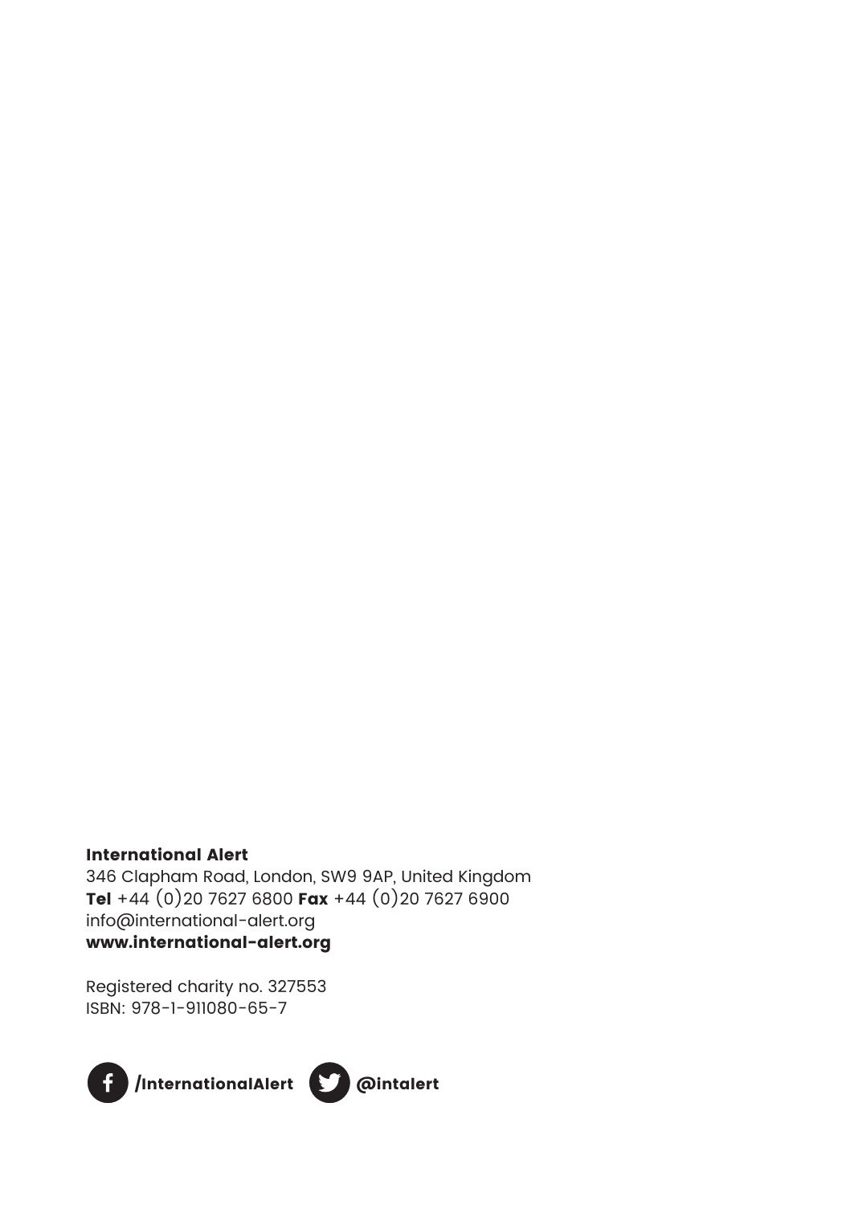**International Alert**
346 Clapham Road, London, SW9 9AP, United Kingdom
**Tel** +44 (0)20 7627 6800 **Fax** +44 (0)20 7627 6900
info@international-alert.org
**www.international-alert.org**

Registered charity no. 327553
ISBN: 978-1-911080-65-7

**/InternationalAlert** **@intalert**